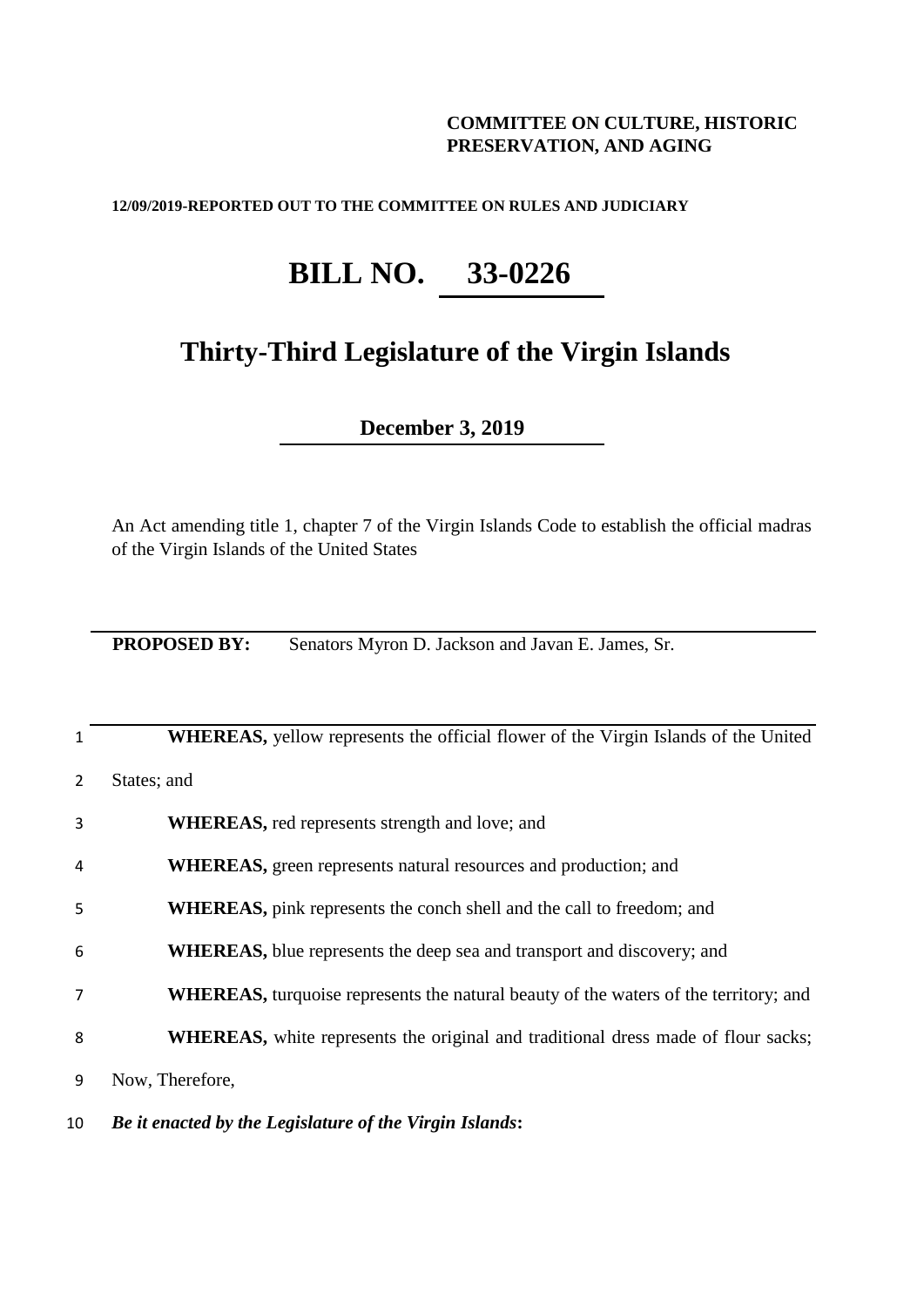**COMMITTEE ON CULTURE, HISTORIC PRESERVATION, AND AGING**

**12/09/2019-REPORTED OUT TO THE COMMITTEE ON RULES AND JUDICIARY**

# BILL NO. 33-0226

## Thirty-Third Legislature of the Virgin Islands

**December 3, 2019**

An Act amending title 1, chapter 7 of the Virgin Islands Code to establish the official madras of the Virgin Islands of the United States

---

**PROPOSED BY:** Senators Myron D. Jackson and Javan E. James, Sr.

---

1 **WHEREAS,** yellow represents the official flower of the Virgin Islands of the United
2 States; and

3 **WHEREAS,** red represents strength and love; and

4 **WHEREAS,** green represents natural resources and production; and

5 **WHEREAS,** pink represents the conch shell and the call to freedom; and

6 **WHEREAS,** blue represents the deep sea and transport and discovery; and

7 **WHEREAS,** turquoise represents the natural beauty of the waters of the territory; and

8 **WHEREAS,** white represents the original and traditional dress made of flour sacks;
9 Now, Therefore,

10 ***Be it enacted by the Legislature of the Virgin Islands*:**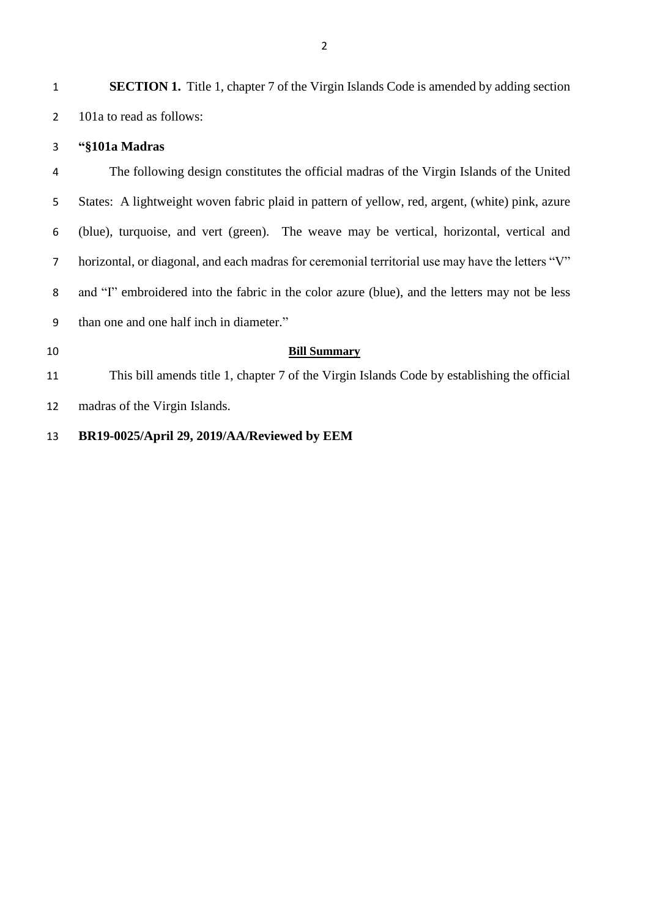**SECTION 1.** Title 1, chapter 7 of the Virgin Islands Code is amended by adding section 101a to read as follows:

**"§101a Madras**

The following design constitutes the official madras of the Virgin Islands of the United States: A lightweight woven fabric plaid in pattern of yellow, red, argent, (white) pink, azure (blue), turquoise, and vert (green). The weave may be vertical, horizontal, vertical and horizontal, or diagonal, and each madras for ceremonial territorial use may have the letters "V" and "I" embroidered into the fabric in the color azure (blue), and the letters may not be less than one and one half inch in diameter."

**Bill Summary**

This bill amends title 1, chapter 7 of the Virgin Islands Code by establishing the official madras of the Virgin Islands.

**BR19-0025/April 29, 2019/AA/Reviewed by EEM**